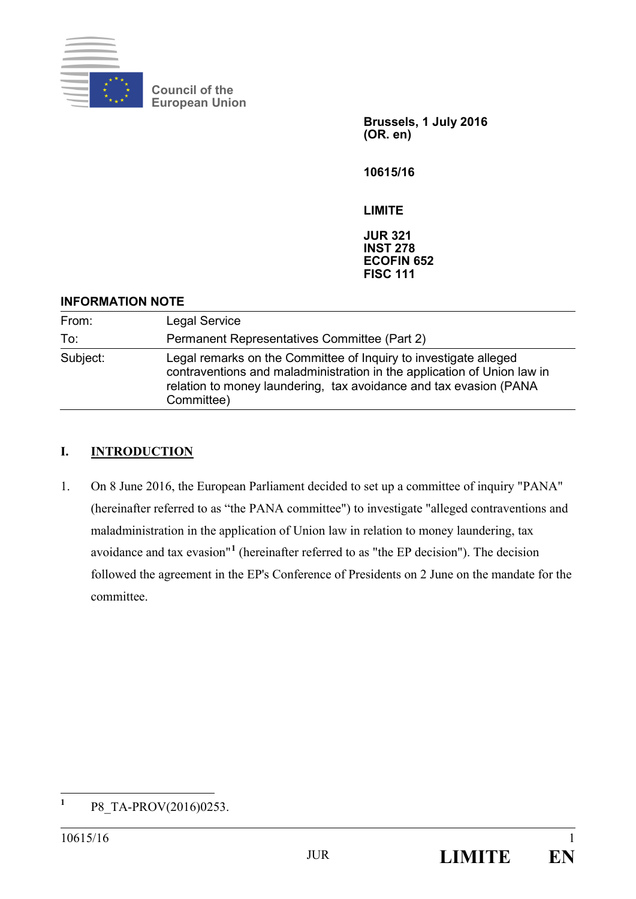Council of the European Union

**Brussels, 1 July 2016**
**(OR. en)**

**10615/16**

**LIMITE**

**JUR 321**
**INST 278**
**ECOFIN 652**
**FISC 111**

**INFORMATION NOTE**

| | |
|---|---|
| From: | Legal Service |
| To: | Permanent Representatives Committee (Part 2) |
| Subject: | Legal remarks on the Committee of Inquiry to investigate alleged contraventions and maladministration in the application of Union law in relation to money laundering, tax avoidance and tax evasion (PANA Committee) |

## I. INTRODUCTION

1. On 8 June 2016, the European Parliament decided to set up a committee of inquiry "PANA" (hereinafter referred to as "the PANA committee") to investigate "alleged contraventions and maladministration in the application of Union law in relation to money laundering, tax avoidance and tax evasion"[1] (hereinafter referred to as "the EP decision"). The decision followed the agreement in the EP's Conference of Presidents on 2 June on the mandate for the committee.

[1] P8_TA-PROV(2016)0253.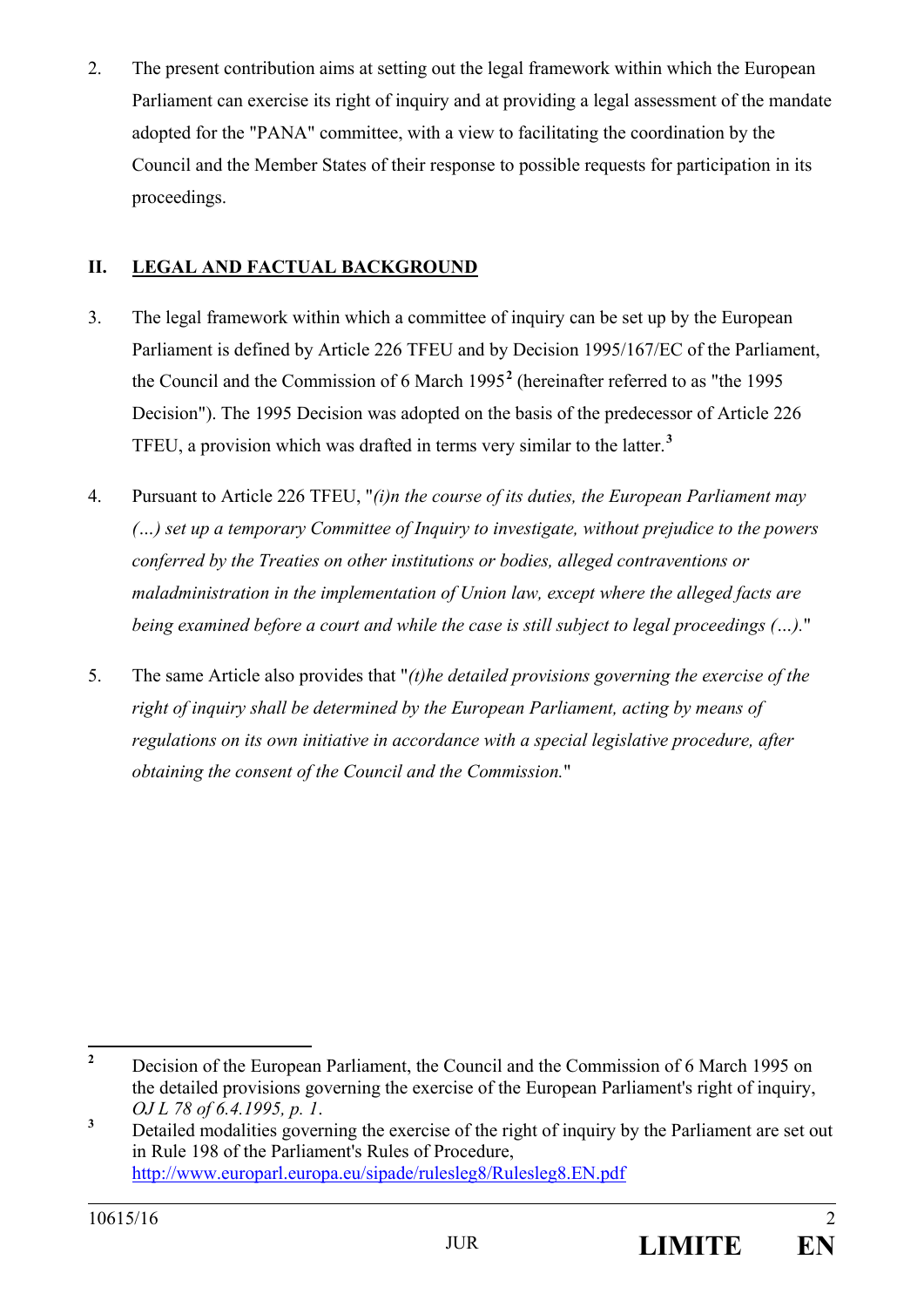2. The present contribution aims at setting out the legal framework within which the European Parliament can exercise its right of inquiry and at providing a legal assessment of the mandate adopted for the "PANA" committee, with a view to facilitating the coordination by the Council and the Member States of their response to possible requests for participation in its proceedings.

## II. LEGAL AND FACTUAL BACKGROUND

3. The legal framework within which a committee of inquiry can be set up by the European Parliament is defined by Article 226 TFEU and by Decision 1995/167/EC of the Parliament, the Council and the Commission of 6 March 1995[2] (hereinafter referred to as "the 1995 Decision"). The 1995 Decision was adopted on the basis of the predecessor of Article 226 TFEU, a provision which was drafted in terms very similar to the latter.[3]

4. Pursuant to Article 226 TFEU, "*(i)n the course of its duties, the European Parliament may (…) set up a temporary Committee of Inquiry to investigate, without prejudice to the powers conferred by the Treaties on other institutions or bodies, alleged contraventions or maladministration in the implementation of Union law, except where the alleged facts are being examined before a court and while the case is still subject to legal proceedings (…).*"

5. The same Article also provides that "*(t)he detailed provisions governing the exercise of the right of inquiry shall be determined by the European Parliament, acting by means of regulations on its own initiative in accordance with a special legislative procedure, after obtaining the consent of the Council and the Commission.*"

---

[2] Decision of the European Parliament, the Council and the Commission of 6 March 1995 on the detailed provisions governing the exercise of the European Parliament's right of inquiry, *OJ L 78 of 6.4.1995, p. 1*.

[3] Detailed modalities governing the exercise of the right of inquiry by the Parliament are set out in Rule 198 of the Parliament's Rules of Procedure, http://www.europarl.europa.eu/sipade/rulesleg8/Rulesleg8.EN.pdf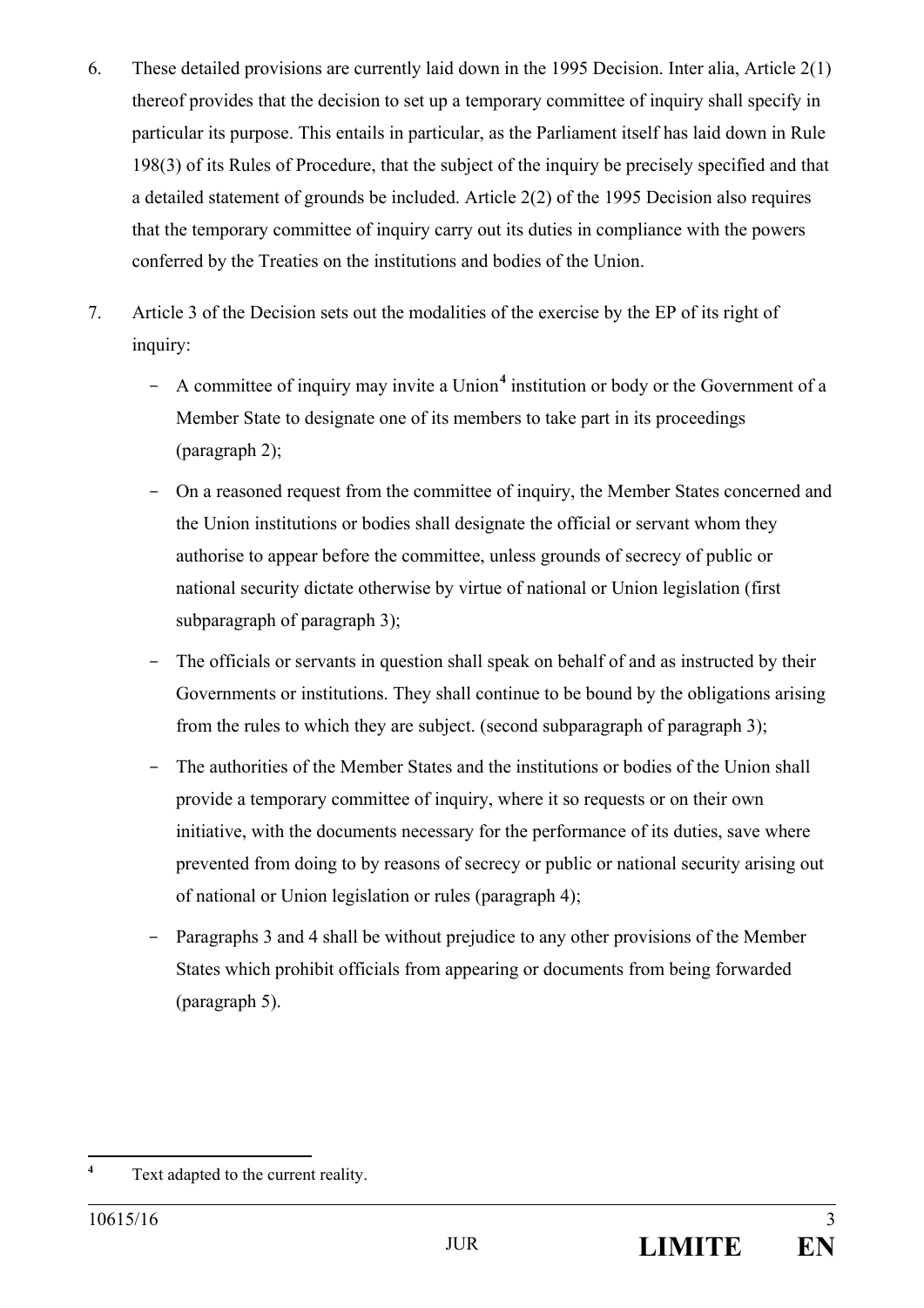6. These detailed provisions are currently laid down in the 1995 Decision. Inter alia, Article 2(1) thereof provides that the decision to set up a temporary committee of inquiry shall specify in particular its purpose. This entails in particular, as the Parliament itself has laid down in Rule 198(3) of its Rules of Procedure, that the subject of the inquiry be precisely specified and that a detailed statement of grounds be included. Article 2(2) of the 1995 Decision also requires that the temporary committee of inquiry carry out its duties in compliance with the powers conferred by the Treaties on the institutions and bodies of the Union.

7. Article 3 of the Decision sets out the modalities of the exercise by the EP of its right of inquiry:

   - A committee of inquiry may invite a Union[4] institution or body or the Government of a Member State to designate one of its members to take part in its proceedings (paragraph 2);

   - On a reasoned request from the committee of inquiry, the Member States concerned and the Union institutions or bodies shall designate the official or servant whom they authorise to appear before the committee, unless grounds of secrecy of public or national security dictate otherwise by virtue of national or Union legislation (first subparagraph of paragraph 3);

   - The officials or servants in question shall speak on behalf of and as instructed by their Governments or institutions. They shall continue to be bound by the obligations arising from the rules to which they are subject. (second subparagraph of paragraph 3);

   - The authorities of the Member States and the institutions or bodies of the Union shall provide a temporary committee of inquiry, where it so requests or on their own initiative, with the documents necessary for the performance of its duties, save where prevented from doing to by reasons of secrecy or public or national security arising out of national or Union legislation or rules (paragraph 4);

   - Paragraphs 3 and 4 shall be without prejudice to any other provisions of the Member States which prohibit officials from appearing or documents from being forwarded (paragraph 5).

[4] Text adapted to the current reality.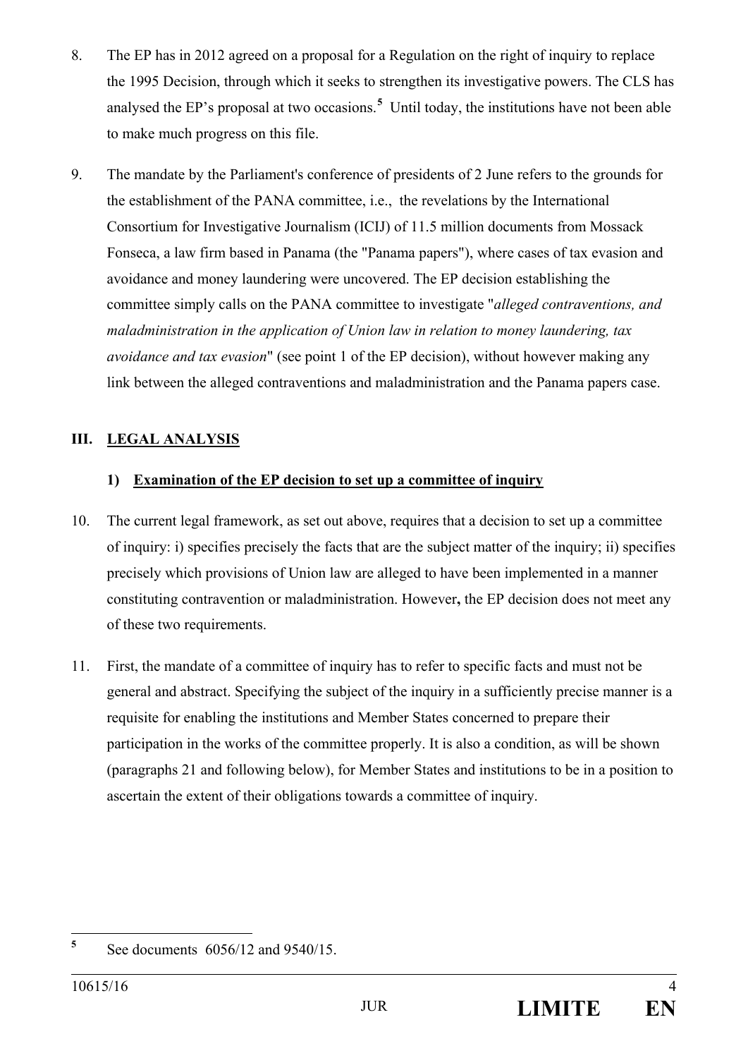8. The EP has in 2012 agreed on a proposal for a Regulation on the right of inquiry to replace the 1995 Decision, through which it seeks to strengthen its investigative powers. The CLS has analysed the EP's proposal at two occasions.[5] Until today, the institutions have not been able to make much progress on this file.

9. The mandate by the Parliament's conference of presidents of 2 June refers to the grounds for the establishment of the PANA committee, i.e., the revelations by the International Consortium for Investigative Journalism (ICIJ) of 11.5 million documents from Mossack Fonseca, a law firm based in Panama (the "Panama papers"), where cases of tax evasion and avoidance and money laundering were uncovered. The EP decision establishing the committee simply calls on the PANA committee to investigate "*alleged contraventions, and maladministration in the application of Union law in relation to money laundering, tax avoidance and tax evasion*" (see point 1 of the EP decision), without however making any link between the alleged contraventions and maladministration and the Panama papers case.

## III. LEGAL ANALYSIS

### 1) Examination of the EP decision to set up a committee of inquiry

10. The current legal framework, as set out above, requires that a decision to set up a committee of inquiry: i) specifies precisely the facts that are the subject matter of the inquiry; ii) specifies precisely which provisions of Union law are alleged to have been implemented in a manner constituting contravention or maladministration. However**,** the EP decision does not meet any of these two requirements.

11. First, the mandate of a committee of inquiry has to refer to specific facts and must not be general and abstract. Specifying the subject of the inquiry in a sufficiently precise manner is a requisite for enabling the institutions and Member States concerned to prepare their participation in the works of the committee properly. It is also a condition, as will be shown (paragraphs 21 and following below), for Member States and institutions to be in a position to ascertain the extent of their obligations towards a committee of inquiry.

---

[5] See documents 6056/12 and 9540/15.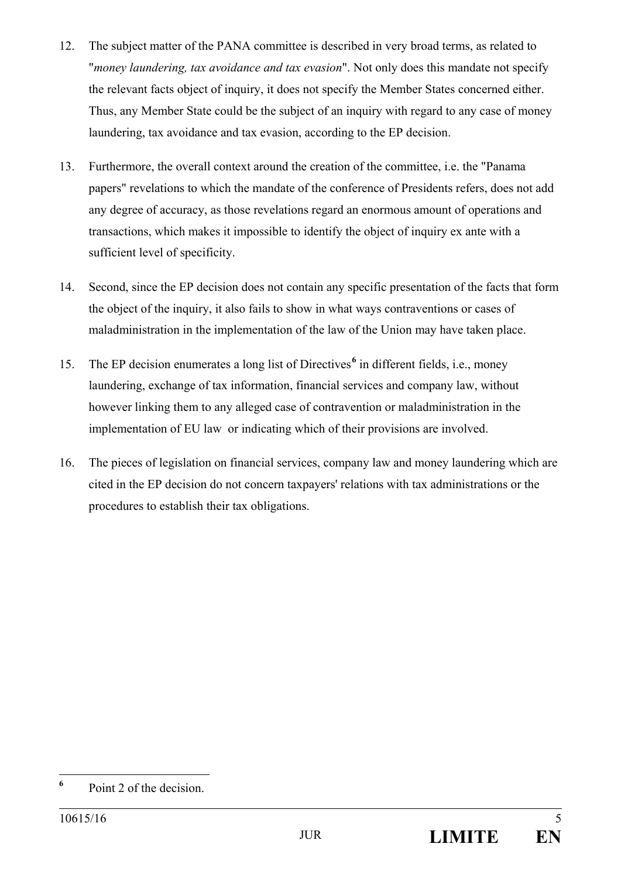12. The subject matter of the PANA committee is described in very broad terms, as related to "*money laundering, tax avoidance and tax evasion*". Not only does this mandate not specify the relevant facts object of inquiry, it does not specify the Member States concerned either. Thus, any Member State could be the subject of an inquiry with regard to any case of money laundering, tax avoidance and tax evasion, according to the EP decision.

13. Furthermore, the overall context around the creation of the committee, i.e. the "Panama papers" revelations to which the mandate of the conference of Presidents refers, does not add any degree of accuracy, as those revelations regard an enormous amount of operations and transactions, which makes it impossible to identify the object of inquiry ex ante with a sufficient level of specificity.

14. Second, since the EP decision does not contain any specific presentation of the facts that form the object of the inquiry, it also fails to show in what ways contraventions or cases of maladministration in the implementation of the law of the Union may have taken place.

15. The EP decision enumerates a long list of Directives[6] in different fields, i.e., money laundering, exchange of tax information, financial services and company law, without however linking them to any alleged case of contravention or maladministration in the implementation of EU law or indicating which of their provisions are involved.

16. The pieces of legislation on financial services, company law and money laundering which are cited in the EP decision do not concern taxpayers' relations with tax administrations or the procedures to establish their tax obligations.

---

[6] Point 2 of the decision.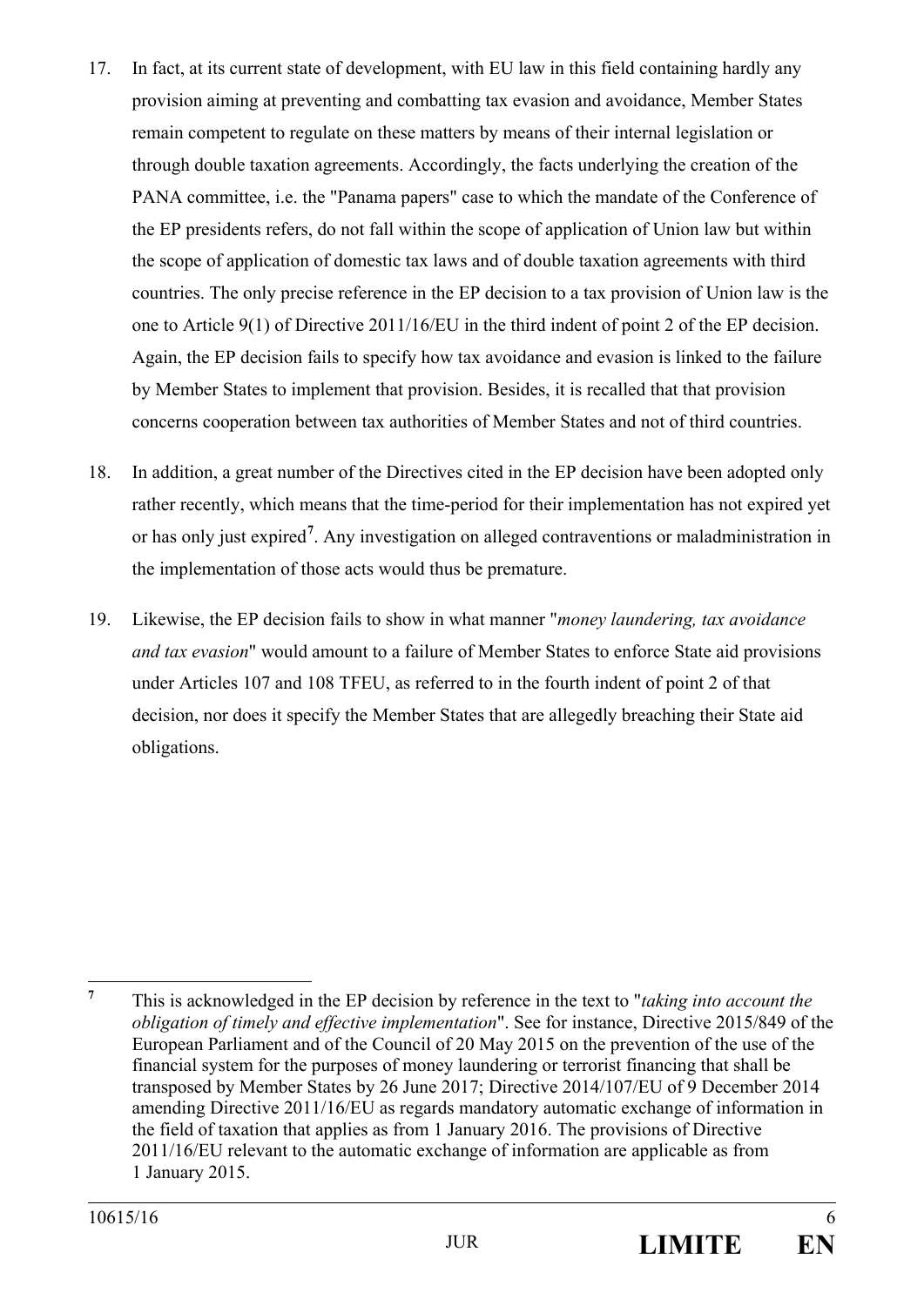17. In fact, at its current state of development, with EU law in this field containing hardly any provision aiming at preventing and combatting tax evasion and avoidance, Member States remain competent to regulate on these matters by means of their internal legislation or through double taxation agreements. Accordingly, the facts underlying the creation of the PANA committee, i.e. the "Panama papers" case to which the mandate of the Conference of the EP presidents refers, do not fall within the scope of application of Union law but within the scope of application of domestic tax laws and of double taxation agreements with third countries. The only precise reference in the EP decision to a tax provision of Union law is the one to Article 9(1) of Directive 2011/16/EU in the third indent of point 2 of the EP decision. Again, the EP decision fails to specify how tax avoidance and evasion is linked to the failure by Member States to implement that provision. Besides, it is recalled that that provision concerns cooperation between tax authorities of Member States and not of third countries.

18. In addition, a great number of the Directives cited in the EP decision have been adopted only rather recently, which means that the time-period for their implementation has not expired yet or has only just expired[7]. Any investigation on alleged contraventions or maladministration in the implementation of those acts would thus be premature.

19. Likewise, the EP decision fails to show in what manner "*money laundering, tax avoidance and tax evasion*" would amount to a failure of Member States to enforce State aid provisions under Articles 107 and 108 TFEU, as referred to in the fourth indent of point 2 of that decision, nor does it specify the Member States that are allegedly breaching their State aid obligations.

---

[7] This is acknowledged in the EP decision by reference in the text to "*taking into account the obligation of timely and effective implementation*". See for instance, Directive 2015/849 of the European Parliament and of the Council of 20 May 2015 on the prevention of the use of the financial system for the purposes of money laundering or terrorist financing that shall be transposed by Member States by 26 June 2017; Directive 2014/107/EU of 9 December 2014 amending Directive 2011/16/EU as regards mandatory automatic exchange of information in the field of taxation that applies as from 1 January 2016. The provisions of Directive 2011/16/EU relevant to the automatic exchange of information are applicable as from 1 January 2015.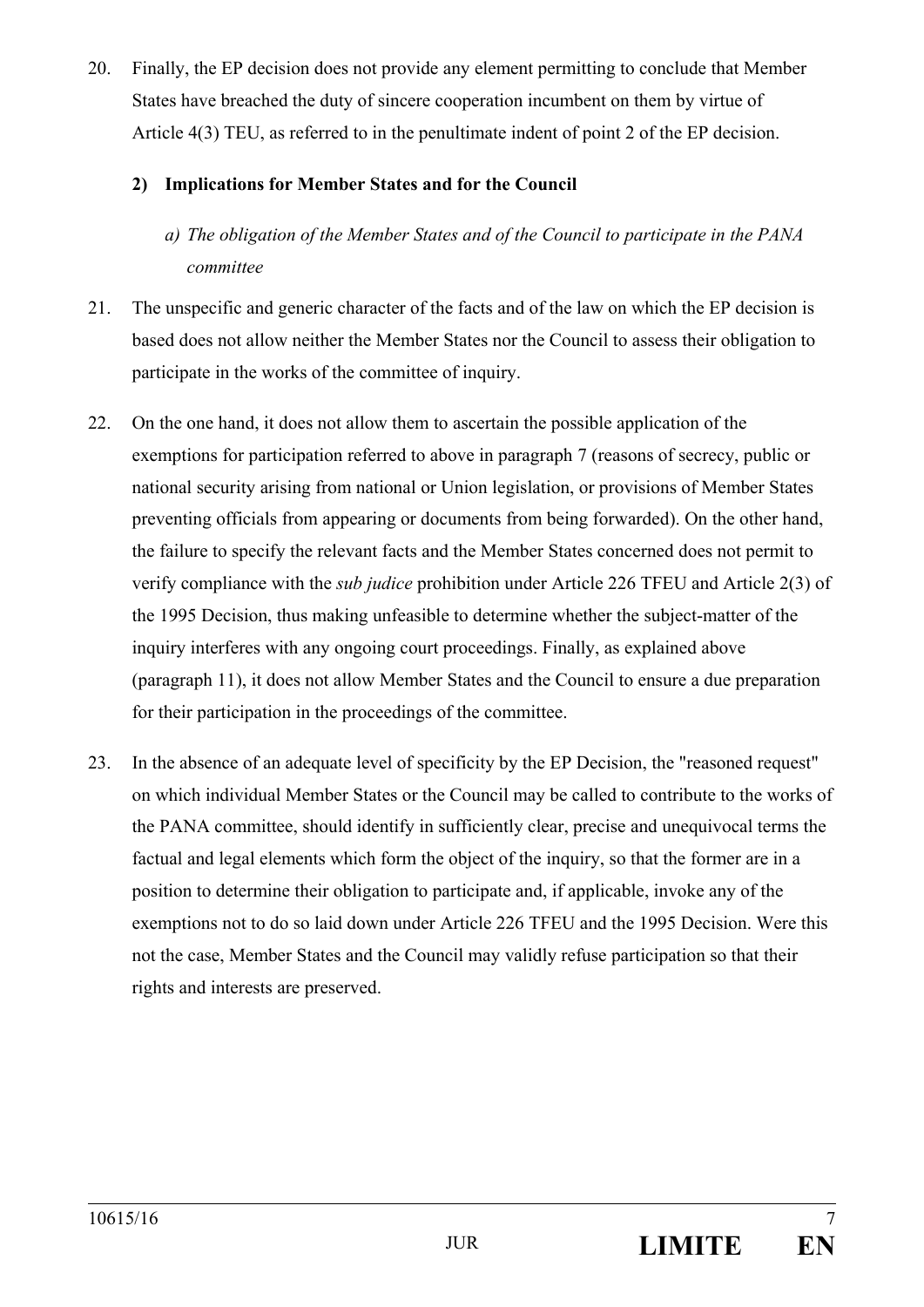20. Finally, the EP decision does not provide any element permitting to conclude that Member States have breached the duty of sincere cooperation incumbent on them by virtue of Article 4(3) TEU, as referred to in the penultimate indent of point 2 of the EP decision.

### 2) Implications for Member States and for the Council

*a) The obligation of the Member States and of the Council to participate in the PANA committee*

21. The unspecific and generic character of the facts and of the law on which the EP decision is based does not allow neither the Member States nor the Council to assess their obligation to participate in the works of the committee of inquiry.

22. On the one hand, it does not allow them to ascertain the possible application of the exemptions for participation referred to above in paragraph 7 (reasons of secrecy, public or national security arising from national or Union legislation, or provisions of Member States preventing officials from appearing or documents from being forwarded). On the other hand, the failure to specify the relevant facts and the Member States concerned does not permit to verify compliance with the *sub judice* prohibition under Article 226 TFEU and Article 2(3) of the 1995 Decision, thus making unfeasible to determine whether the subject-matter of the inquiry interferes with any ongoing court proceedings. Finally, as explained above (paragraph 11), it does not allow Member States and the Council to ensure a due preparation for their participation in the proceedings of the committee.

23. In the absence of an adequate level of specificity by the EP Decision, the "reasoned request" on which individual Member States or the Council may be called to contribute to the works of the PANA committee, should identify in sufficiently clear, precise and unequivocal terms the factual and legal elements which form the object of the inquiry, so that the former are in a position to determine their obligation to participate and, if applicable, invoke any of the exemptions not to do so laid down under Article 226 TFEU and the 1995 Decision. Were this not the case, Member States and the Council may validly refuse participation so that their rights and interests are preserved.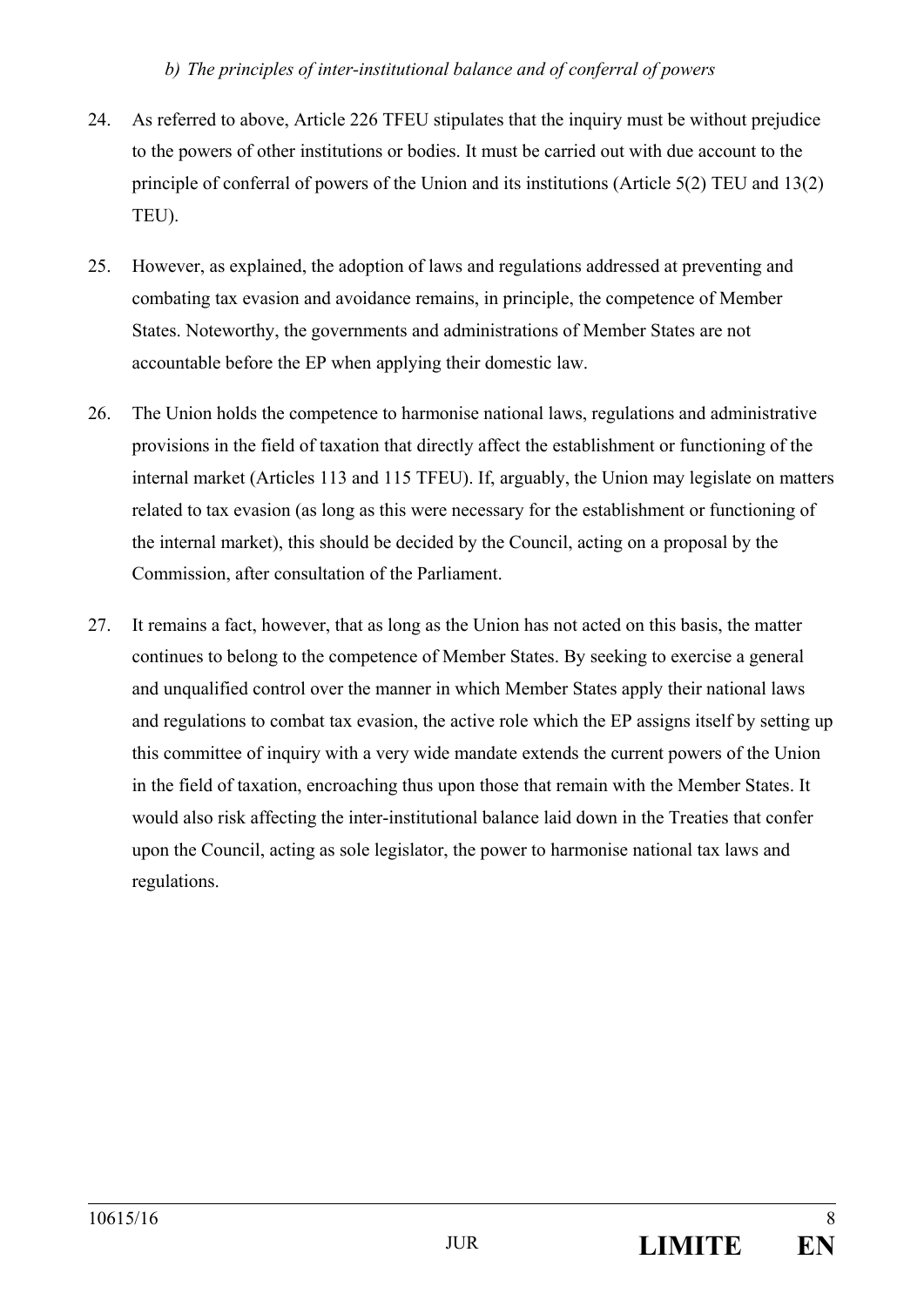*b) The principles of inter-institutional balance and of conferral of powers*

24. As referred to above, Article 226 TFEU stipulates that the inquiry must be without prejudice to the powers of other institutions or bodies. It must be carried out with due account to the principle of conferral of powers of the Union and its institutions (Article 5(2) TEU and 13(2) TEU).

25. However, as explained, the adoption of laws and regulations addressed at preventing and combating tax evasion and avoidance remains, in principle, the competence of Member States. Noteworthy, the governments and administrations of Member States are not accountable before the EP when applying their domestic law.

26. The Union holds the competence to harmonise national laws, regulations and administrative provisions in the field of taxation that directly affect the establishment or functioning of the internal market (Articles 113 and 115 TFEU). If, arguably, the Union may legislate on matters related to tax evasion (as long as this were necessary for the establishment or functioning of the internal market), this should be decided by the Council, acting on a proposal by the Commission, after consultation of the Parliament.

27. It remains a fact, however, that as long as the Union has not acted on this basis, the matter continues to belong to the competence of Member States. By seeking to exercise a general and unqualified control over the manner in which Member States apply their national laws and regulations to combat tax evasion, the active role which the EP assigns itself by setting up this committee of inquiry with a very wide mandate extends the current powers of the Union in the field of taxation, encroaching thus upon those that remain with the Member States. It would also risk affecting the inter-institutional balance laid down in the Treaties that confer upon the Council, acting as sole legislator, the power to harmonise national tax laws and regulations.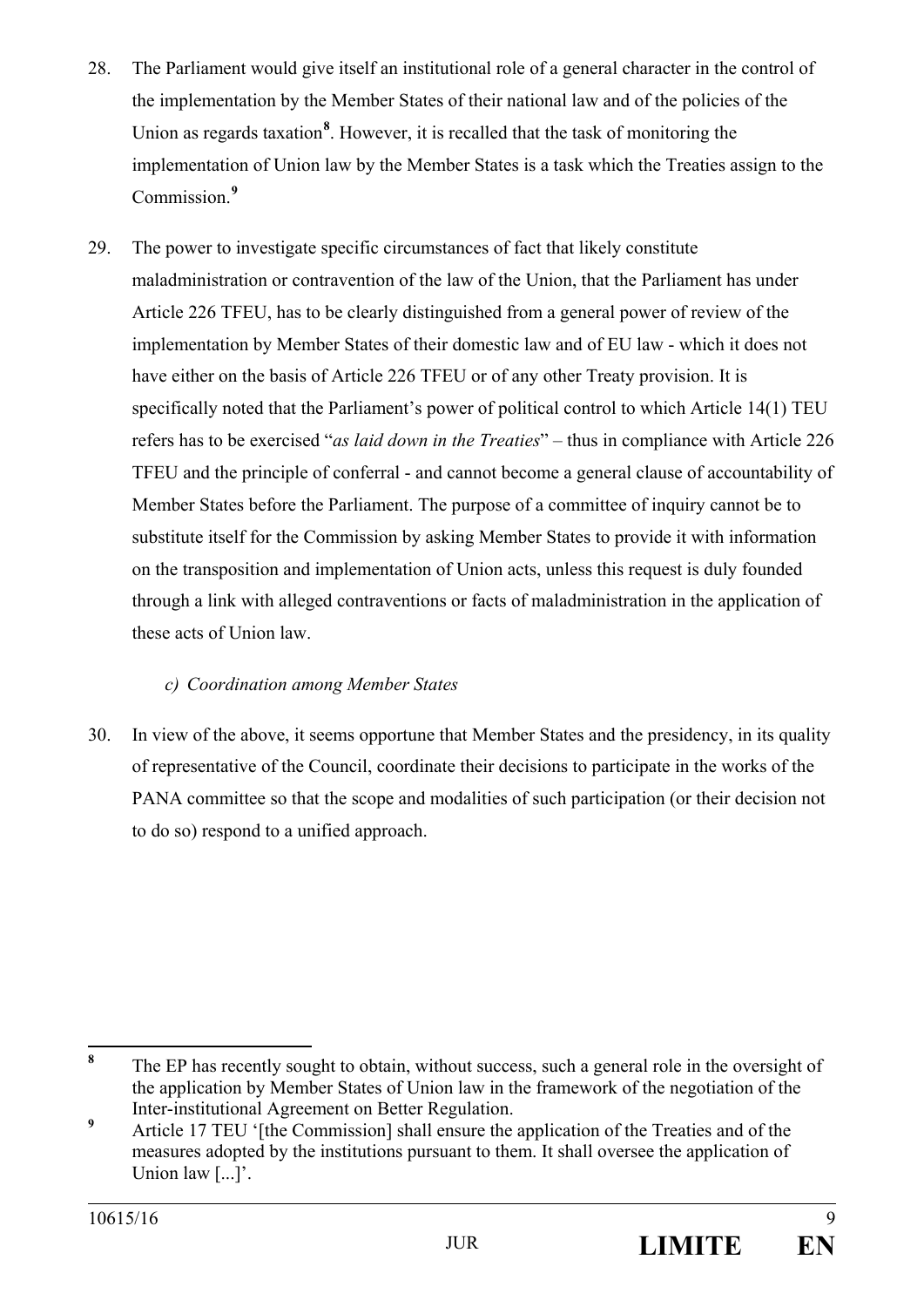28. The Parliament would give itself an institutional role of a general character in the control of the implementation by the Member States of their national law and of the policies of the Union as regards taxation[8]. However, it is recalled that the task of monitoring the implementation of Union law by the Member States is a task which the Treaties assign to the Commission.[9]

29. The power to investigate specific circumstances of fact that likely constitute maladministration or contravention of the law of the Union, that the Parliament has under Article 226 TFEU, has to be clearly distinguished from a general power of review of the implementation by Member States of their domestic law and of EU law - which it does not have either on the basis of Article 226 TFEU or of any other Treaty provision. It is specifically noted that the Parliament's power of political control to which Article 14(1) TEU refers has to be exercised "*as laid down in the Treaties*" – thus in compliance with Article 226 TFEU and the principle of conferral - and cannot become a general clause of accountability of Member States before the Parliament. The purpose of a committee of inquiry cannot be to substitute itself for the Commission by asking Member States to provide it with information on the transposition and implementation of Union acts, unless this request is duly founded through a link with alleged contraventions or facts of maladministration in the application of these acts of Union law.

*c) Coordination among Member States*

30. In view of the above, it seems opportune that Member States and the presidency, in its quality of representative of the Council, coordinate their decisions to participate in the works of the PANA committee so that the scope and modalities of such participation (or their decision not to do so) respond to a unified approach.

---

[8] The EP has recently sought to obtain, without success, such a general role in the oversight of the application by Member States of Union law in the framework of the negotiation of the Inter-institutional Agreement on Better Regulation.

[9] Article 17 TEU '[the Commission] shall ensure the application of the Treaties and of the measures adopted by the institutions pursuant to them. It shall oversee the application of Union law [...]'.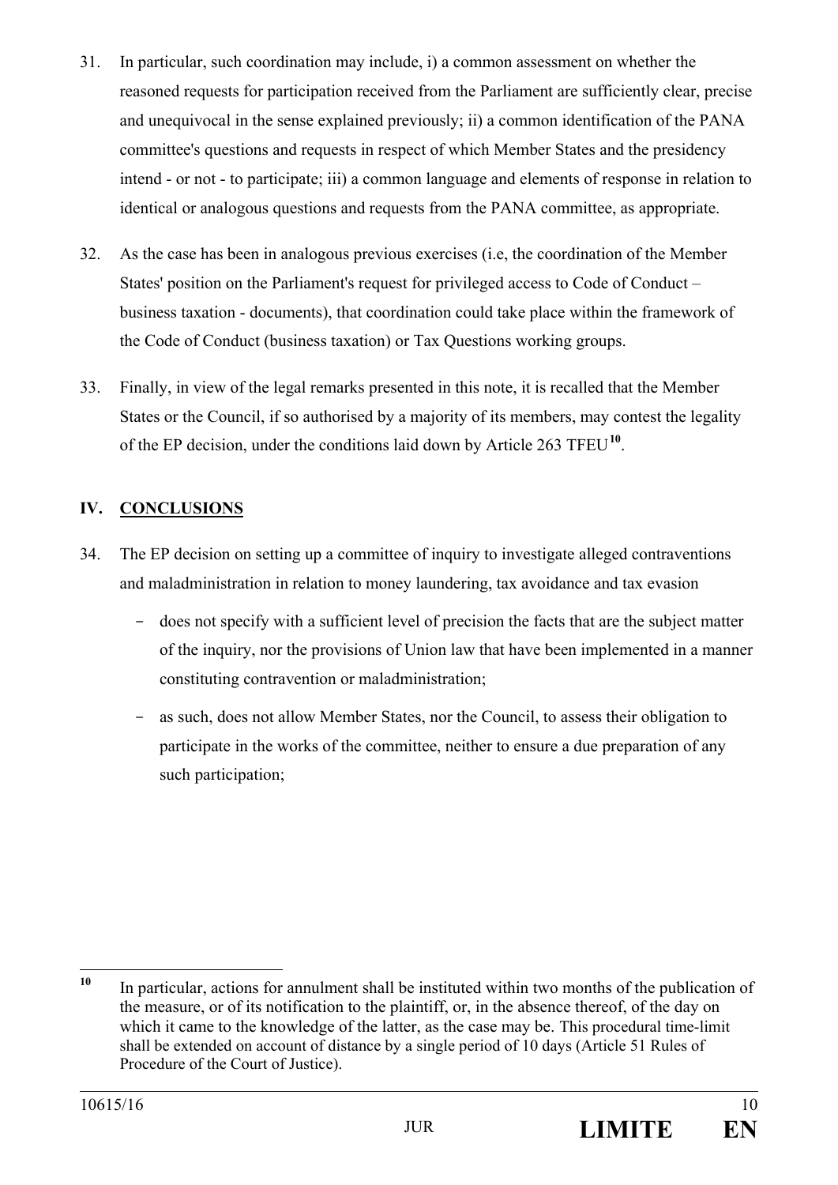31. In particular, such coordination may include, i) a common assessment on whether the reasoned requests for participation received from the Parliament are sufficiently clear, precise and unequivocal in the sense explained previously; ii) a common identification of the PANA committee's questions and requests in respect of which Member States and the presidency intend - or not - to participate; iii) a common language and elements of response in relation to identical or analogous questions and requests from the PANA committee, as appropriate.

32. As the case has been in analogous previous exercises (i.e, the coordination of the Member States' position on the Parliament's request for privileged access to Code of Conduct – business taxation - documents), that coordination could take place within the framework of the Code of Conduct (business taxation) or Tax Questions working groups.

33. Finally, in view of the legal remarks presented in this note, it is recalled that the Member States or the Council, if so authorised by a majority of its members, may contest the legality of the EP decision, under the conditions laid down by Article 263 TFEU[10].

## IV. CONCLUSIONS

34. The EP decision on setting up a committee of inquiry to investigate alleged contraventions and maladministration in relation to money laundering, tax avoidance and tax evasion

   - does not specify with a sufficient level of precision the facts that are the subject matter of the inquiry, nor the provisions of Union law that have been implemented in a manner constituting contravention or maladministration;
   - as such, does not allow Member States, nor the Council, to assess their obligation to participate in the works of the committee, neither to ensure a due preparation of any such participation;

---

[10] In particular, actions for annulment shall be instituted within two months of the publication of the measure, or of its notification to the plaintiff, or, in the absence thereof, of the day on which it came to the knowledge of the latter, as the case may be. This procedural time-limit shall be extended on account of distance by a single period of 10 days (Article 51 Rules of Procedure of the Court of Justice).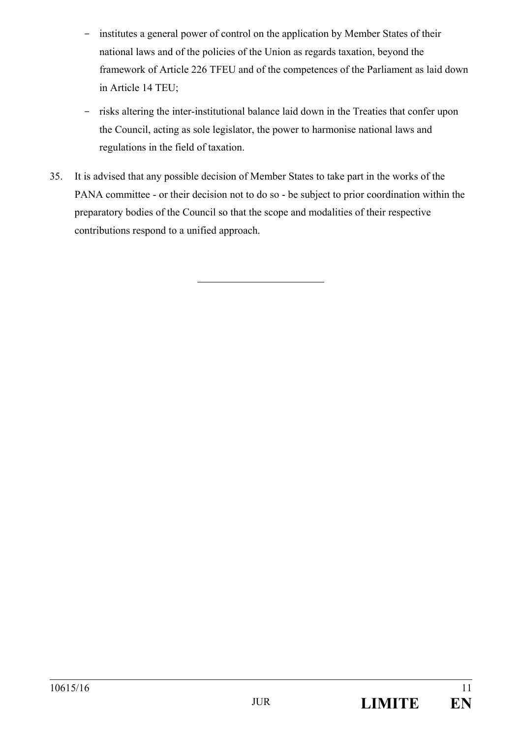- institutes a general power of control on the application by Member States of their national laws and of the policies of the Union as regards taxation, beyond the framework of Article 226 TFEU and of the competences of the Parliament as laid down in Article 14 TEU;

- risks altering the inter-institutional balance laid down in the Treaties that confer upon the Council, acting as sole legislator, the power to harmonise national laws and regulations in the field of taxation.

35. It is advised that any possible decision of Member States to take part in the works of the PANA committee - or their decision not to do so - be subject to prior coordination within the preparatory bodies of the Council so that the scope and modalities of their respective contributions respond to a unified approach.

---